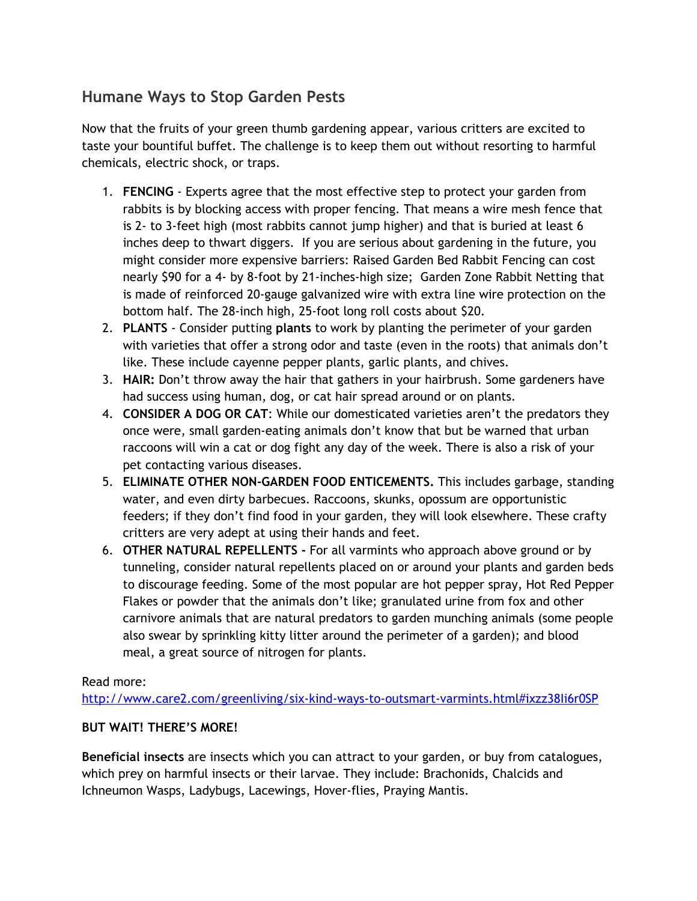## Humane Ways to Stop Garden Pests

Now that the fruits of your green thumb gardening appear, various critters are excited to taste your bountiful buffet. The challenge is to keep them out without resorting to harmful chemicals, electric shock, or traps.

1. **FENCING** - Experts agree that the most effective step to protect your garden from rabbits is by blocking access with proper fencing. That means a wire mesh fence that is 2- to 3-feet high (most rabbits cannot jump higher) and that is buried at least 6 inches deep to thwart diggers. If you are serious about gardening in the future, you might consider more expensive barriers: Raised Garden Bed Rabbit Fencing can cost nearly $90 for a 4- by 8-foot by 21-inches-high size; Garden Zone Rabbit Netting that is made of reinforced 20-gauge galvanized wire with extra line wire protection on the bottom half. The 28-inch high, 25-foot long roll costs about $20.
2. **PLANTS** - Consider putting **plants** to work by planting the perimeter of your garden with varieties that offer a strong odor and taste (even in the roots) that animals don't like. These include cayenne pepper plants, garlic plants, and chives.
3. **HAIR:** Don't throw away the hair that gathers in your hairbrush. Some gardeners have had success using human, dog, or cat hair spread around or on plants.
4. **CONSIDER A DOG OR CAT**: While our domesticated varieties aren't the predators they once were, small garden-eating animals don't know that but be warned that urban raccoons will win a cat or dog fight any day of the week. There is also a risk of your pet contacting various diseases.
5. **ELIMINATE OTHER NON-GARDEN FOOD ENTICEMENTS.** This includes garbage, standing water, and even dirty barbecues. Raccoons, skunks, opossum are opportunistic feeders; if they don't find food in your garden, they will look elsewhere. These crafty critters are very adept at using their hands and feet.
6. **OTHER NATURAL REPELLENTS -** For all varmints who approach above ground or by tunneling, consider natural repellents placed on or around your plants and garden beds to discourage feeding. Some of the most popular are hot pepper spray, Hot Red Pepper Flakes or powder that the animals don't like; granulated urine from fox and other carnivore animals that are natural predators to garden munching animals (some people also swear by sprinkling kitty litter around the perimeter of a garden); and blood meal, a great source of nitrogen for plants.

Read more:
[http://www.care2.com/greenliving/six-kind-ways-to-outsmart-varmints.html#ixzz38Ii6r0SP](http://www.care2.com/greenliving/six-kind-ways-to-outsmart-varmints.html#ixzz38Ii6r0SP)

**BUT WAIT! THERE'S MORE!**

**Beneficial insects** are insects which you can attract to your garden, or buy from catalogues, which prey on harmful insects or their larvae. They include: Brachonids, Chalcids and Ichneumon Wasps, Ladybugs, Lacewings, Hover-flies, Praying Mantis.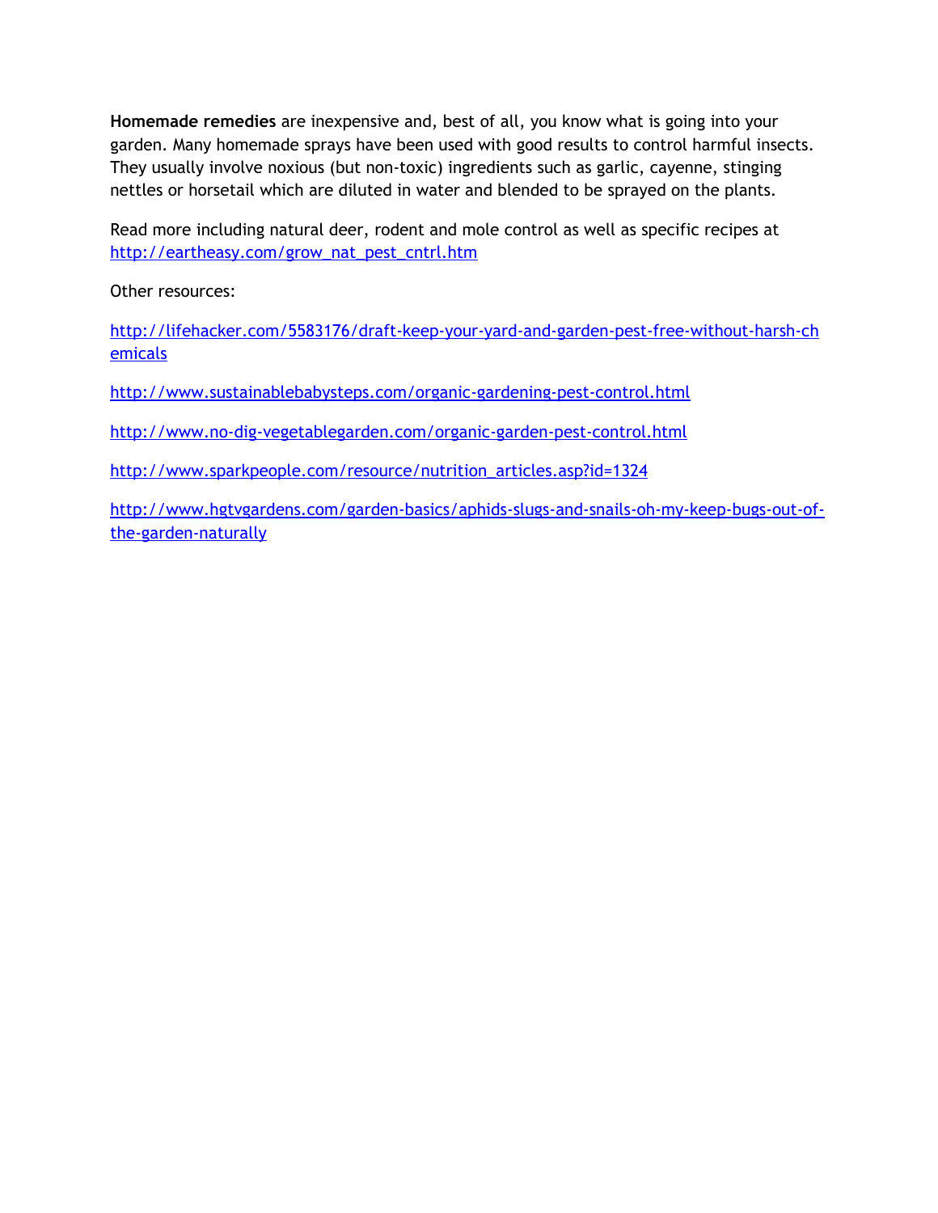**Homemade remedies** are inexpensive and, best of all, you know what is going into your garden. Many homemade sprays have been used with good results to control harmful insects. They usually involve noxious (but non-toxic) ingredients such as garlic, cayenne, stinging nettles or horsetail which are diluted in water and blended to be sprayed on the plants.

Read more including natural deer, rodent and mole control as well as specific recipes at http://eartheasy.com/grow_nat_pest_cntrl.htm

Other resources:

http://lifehacker.com/5583176/draft-keep-your-yard-and-garden-pest-free-without-harsh-chemicals

http://www.sustainablebabysteps.com/organic-gardening-pest-control.html

http://www.no-dig-vegetablegarden.com/organic-garden-pest-control.html

http://www.sparkpeople.com/resource/nutrition_articles.asp?id=1324

http://www.hgtvgardens.com/garden-basics/aphids-slugs-and-snails-oh-my-keep-bugs-out-of-the-garden-naturally